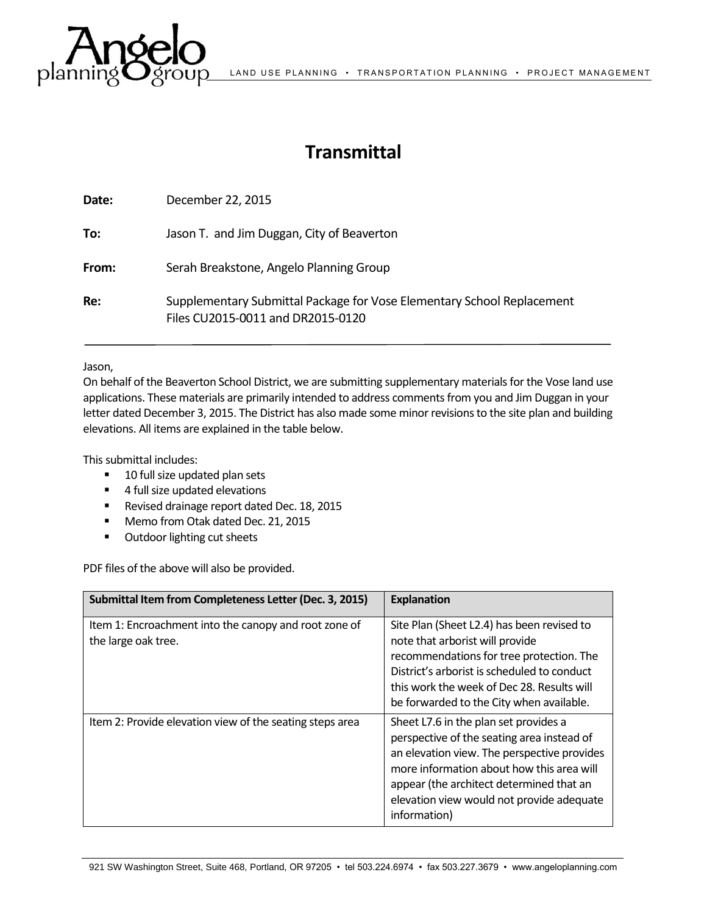Angelo planning group — LAND USE PLANNING • TRANSPORTATION PLANNING • PROJECT MANAGEMENT

# Transmittal

**Date:** December 22, 2015

**To:** Jason T. and Jim Duggan, City of Beaverton

**From:** Serah Breakstone, Angelo Planning Group

**Re:** Supplementary Submittal Package for Vose Elementary School Replacement Files CU2015-0011 and DR2015-0120

---

Jason,

On behalf of the Beaverton School District, we are submitting supplementary materials for the Vose land use applications. These materials are primarily intended to address comments from you and Jim Duggan in your letter dated December 3, 2015. The District has also made some minor revisions to the site plan and building elevations. All items are explained in the table below.

This submittal includes:

- 10 full size updated plan sets
- 4 full size updated elevations
- Revised drainage report dated Dec. 18, 2015
- Memo from Otak dated Dec. 21, 2015
- Outdoor lighting cut sheets

PDF files of the above will also be provided.

| Submittal Item from Completeness Letter (Dec. 3, 2015) | Explanation |
|---|---|
| Item 1: Encroachment into the canopy and root zone of the large oak tree. | Site Plan (Sheet L2.4) has been revised to note that arborist will provide recommendations for tree protection. The District's arborist is scheduled to conduct this work the week of Dec 28. Results will be forwarded to the City when available. |
| Item 2: Provide elevation view of the seating steps area | Sheet L7.6 in the plan set provides a perspective of the seating area instead of an elevation view. The perspective provides more information about how this area will appear (the architect determined that an elevation view would not provide adequate information) |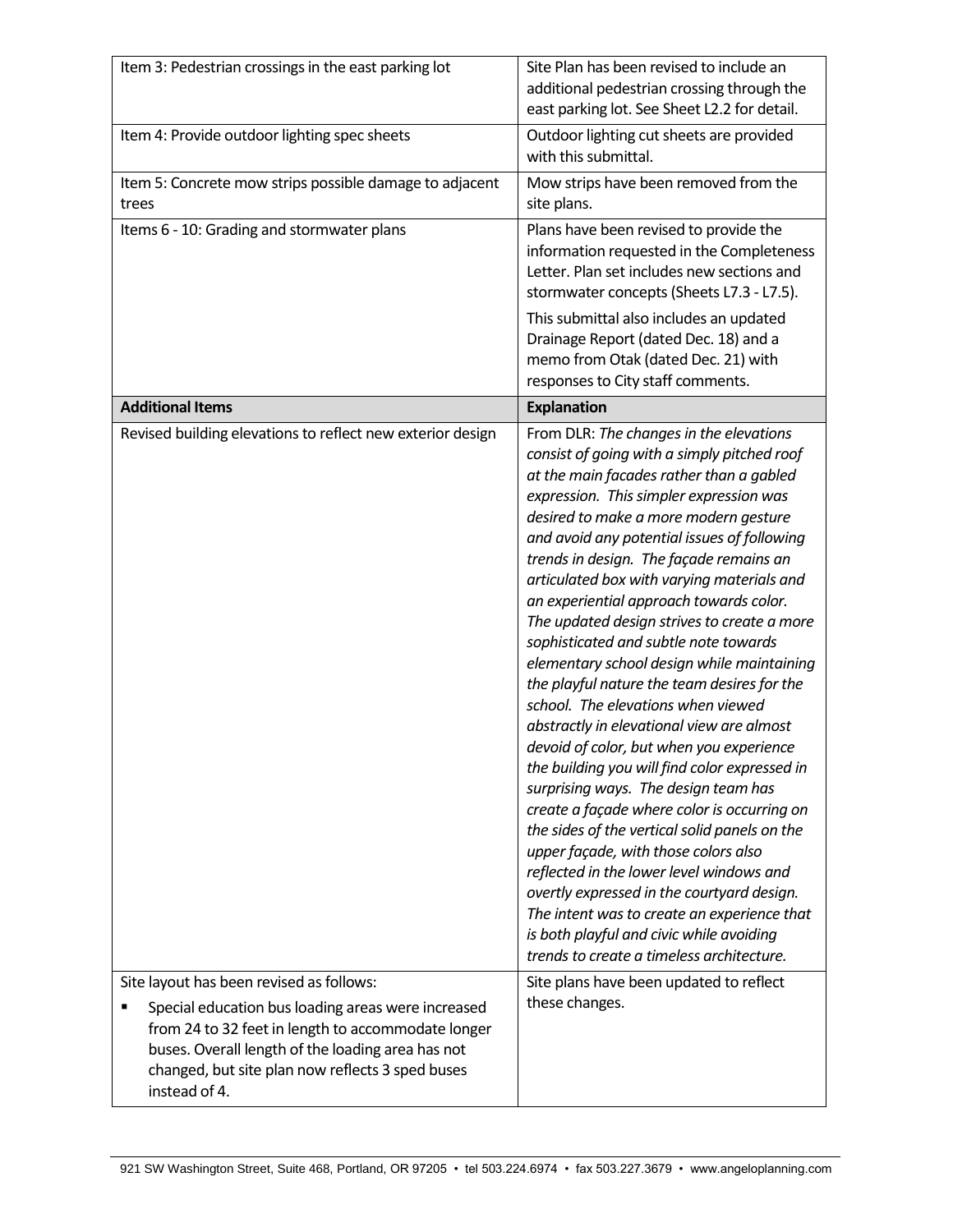| | |
|---|---|
| Item 3: Pedestrian crossings in the east parking lot | Site Plan has been revised to include an additional pedestrian crossing through the east parking lot. See Sheet L2.2 for detail. |
| Item 4: Provide outdoor lighting spec sheets | Outdoor lighting cut sheets are provided with this submittal. |
| Item 5: Concrete mow strips possible damage to adjacent trees | Mow strips have been removed from the site plans. |
| Items 6 - 10: Grading and stormwater plans | Plans have been revised to provide the information requested in the Completeness Letter. Plan set includes new sections and stormwater concepts (Sheets L7.3 - L7.5).<br><br>This submittal also includes an updated Drainage Report (dated Dec. 18) and a memo from Otak (dated Dec. 21) with responses to City staff comments. |
| **Additional Items** | **Explanation** |
| Revised building elevations to reflect new exterior design | From DLR: *The changes in the elevations consist of going with a simply pitched roof at the main facades rather than a gabled expression. This simpler expression was desired to make a more modern gesture and avoid any potential issues of following trends in design. The façade remains an articulated box with varying materials and an experiential approach towards color. The updated design strives to create a more sophisticated and subtle note towards elementary school design while maintaining the playful nature the team desires for the school. The elevations when viewed abstractly in elevational view are almost devoid of color, but when you experience the building you will find color expressed in surprising ways. The design team has create a façade where color is occurring on the sides of the vertical solid panels on the upper façade, with those colors also reflected in the lower level windows and overtly expressed in the courtyard design. The intent was to create an experience that is both playful and civic while avoiding trends to create a timeless architecture.* |
| Site layout has been revised as follows:<br><br>▪ Special education bus loading areas were increased from 24 to 32 feet in length to accommodate longer buses. Overall length of the loading area has not changed, but site plan now reflects 3 sped buses instead of 4. | Site plans have been updated to reflect these changes. |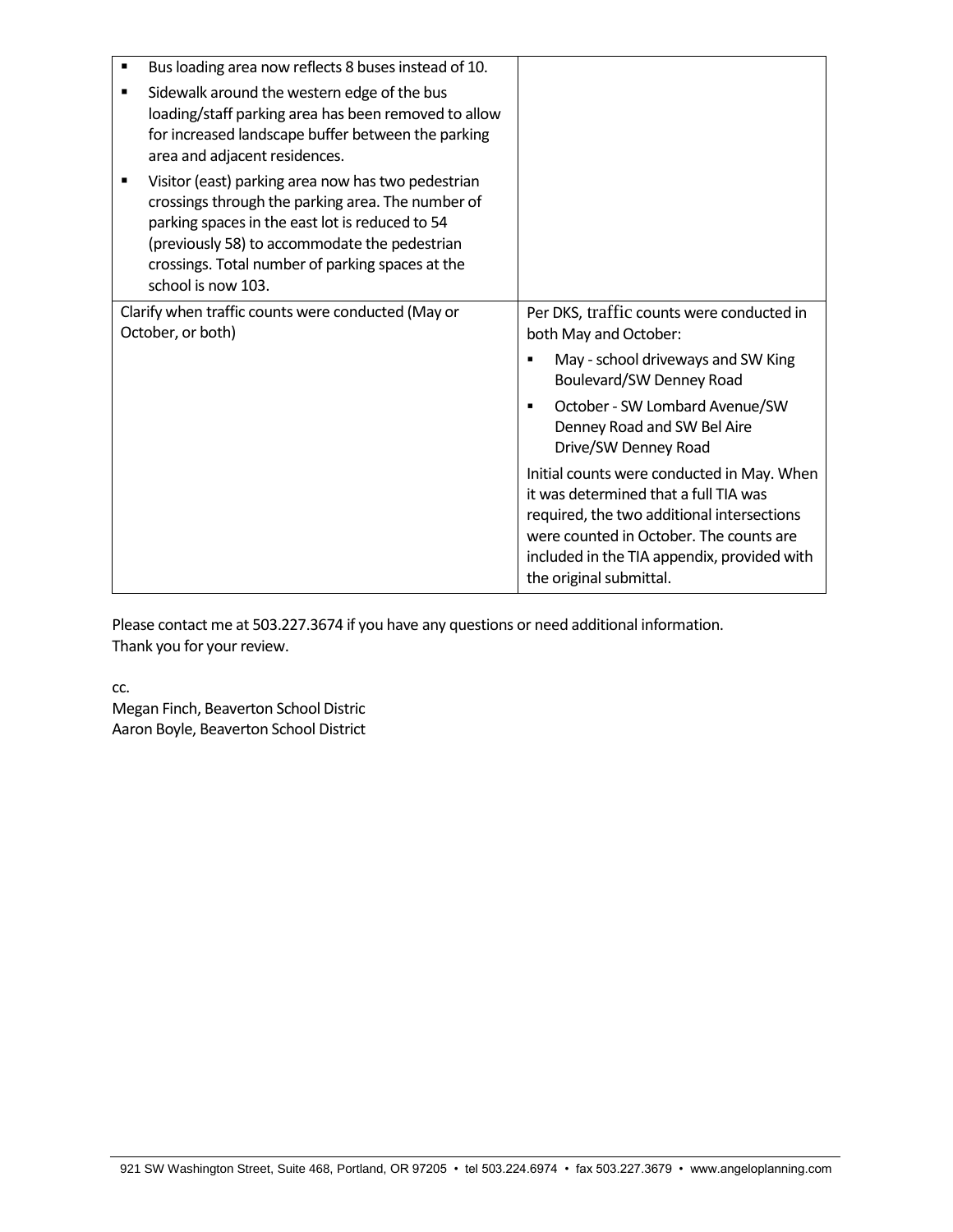| | |
|---|---|
| ▪ Bus loading area now reflects 8 buses instead of 10.<br>▪ Sidewalk around the western edge of the bus loading/staff parking area has been removed to allow for increased landscape buffer between the parking area and adjacent residences.<br>▪ Visitor (east) parking area now has two pedestrian crossings through the parking area. The number of parking spaces in the east lot is reduced to 54 (previously 58) to accommodate the pedestrian crossings. Total number of parking spaces at the school is now 103. | |
| Clarify when traffic counts were conducted (May or October, or both) | Per DKS, traffic counts were conducted in both May and October:<br>▪ May - school driveways and SW King Boulevard/SW Denney Road<br>▪ October - SW Lombard Avenue/SW Denney Road and SW Bel Aire Drive/SW Denney Road<br><br>Initial counts were conducted in May. When it was determined that a full TIA was required, the two additional intersections were counted in October. The counts are included in the TIA appendix, provided with the original submittal. |

Please contact me at 503.227.3674 if you have any questions or need additional information.
Thank you for your review.

cc.
Megan Finch, Beaverton School Distric
Aaron Boyle, Beaverton School District

921 SW Washington Street, Suite 468, Portland, OR 97205 • tel 503.224.6974 • fax 503.227.3679 • www.angeloplanning.com